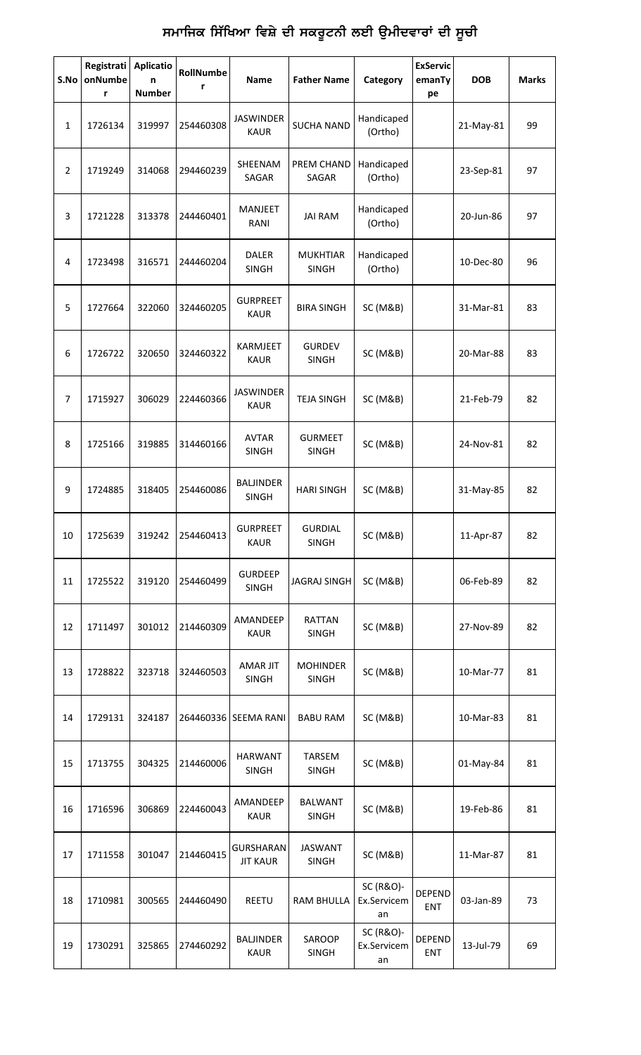# ਸਮਾਜਿਕ ਸਿੱਖਿਆ ਵਿਸ਼ੇ ਦੀ ਸਕਰੂਟਨੀ ਲਈ ਉਮੀਦਵਾਰਾਂ ਦੀ ਸੂਚੀ

| S.No | RegistrationNumber | Aplication Number | RollNumber | Name | Father Name | Category | ExServicemanType | DOB | Marks |
|---|---|---|---|---|---|---|---|---|---|
| 1 | 1726134 | 319997 | 254460308 | JASWINDER KAUR | SUCHA NAND | Handicaped (Ortho) | | 21-May-81 | 99 |
| 2 | 1719249 | 314068 | 294460239 | SHEENAM SAGAR | PREM CHAND SAGAR | Handicaped (Ortho) | | 23-Sep-81 | 97 |
| 3 | 1721228 | 313378 | 244460401 | MANJEET RANI | JAI RAM | Handicaped (Ortho) | | 20-Jun-86 | 97 |
| 4 | 1723498 | 316571 | 244460204 | DALER SINGH | MUKHTIAR SINGH | Handicaped (Ortho) | | 10-Dec-80 | 96 |
| 5 | 1727664 | 322060 | 324460205 | GURPREET KAUR | BIRA SINGH | SC (M&B) | | 31-Mar-81 | 83 |
| 6 | 1726722 | 320650 | 324460322 | KARMJEET KAUR | GURDEV SINGH | SC (M&B) | | 20-Mar-88 | 83 |
| 7 | 1715927 | 306029 | 224460366 | JASWINDER KAUR | TEJA SINGH | SC (M&B) | | 21-Feb-79 | 82 |
| 8 | 1725166 | 319885 | 314460166 | AVTAR SINGH | GURMEET SINGH | SC (M&B) | | 24-Nov-81 | 82 |
| 9 | 1724885 | 318405 | 254460086 | BALJINDER SINGH | HARI SINGH | SC (M&B) | | 31-May-85 | 82 |
| 10 | 1725639 | 319242 | 254460413 | GURPREET KAUR | GURDIAL SINGH | SC (M&B) | | 11-Apr-87 | 82 |
| 11 | 1725522 | 319120 | 254460499 | GURDEEP SINGH | JAGRAJ SINGH | SC (M&B) | | 06-Feb-89 | 82 |
| 12 | 1711497 | 301012 | 214460309 | AMANDEEP KAUR | RATTAN SINGH | SC (M&B) | | 27-Nov-89 | 82 |
| 13 | 1728822 | 323718 | 324460503 | AMAR JIT SINGH | MOHINDER SINGH | SC (M&B) | | 10-Mar-77 | 81 |
| 14 | 1729131 | 324187 | 264460336 | SEEMA RANI | BABU RAM | SC (M&B) | | 10-Mar-83 | 81 |
| 15 | 1713755 | 304325 | 214460006 | HARWANT SINGH | TARSEM SINGH | SC (M&B) | | 01-May-84 | 81 |
| 16 | 1716596 | 306869 | 224460043 | AMANDEEP KAUR | BALWANT SINGH | SC (M&B) | | 19-Feb-86 | 81 |
| 17 | 1711558 | 301047 | 214460415 | GURSHARAN JIT KAUR | JASWANT SINGH | SC (M&B) | | 11-Mar-87 | 81 |
| 18 | 1710981 | 300565 | 244460490 | REETU | RAM BHULLA | SC (R&O)-Ex.Serviceman | DEPENDENT | 03-Jan-89 | 73 |
| 19 | 1730291 | 325865 | 274460292 | BALJINDER KAUR | SAROOP SINGH | SC (R&O)-Ex.Serviceman | DEPENDENT | 13-Jul-79 | 69 |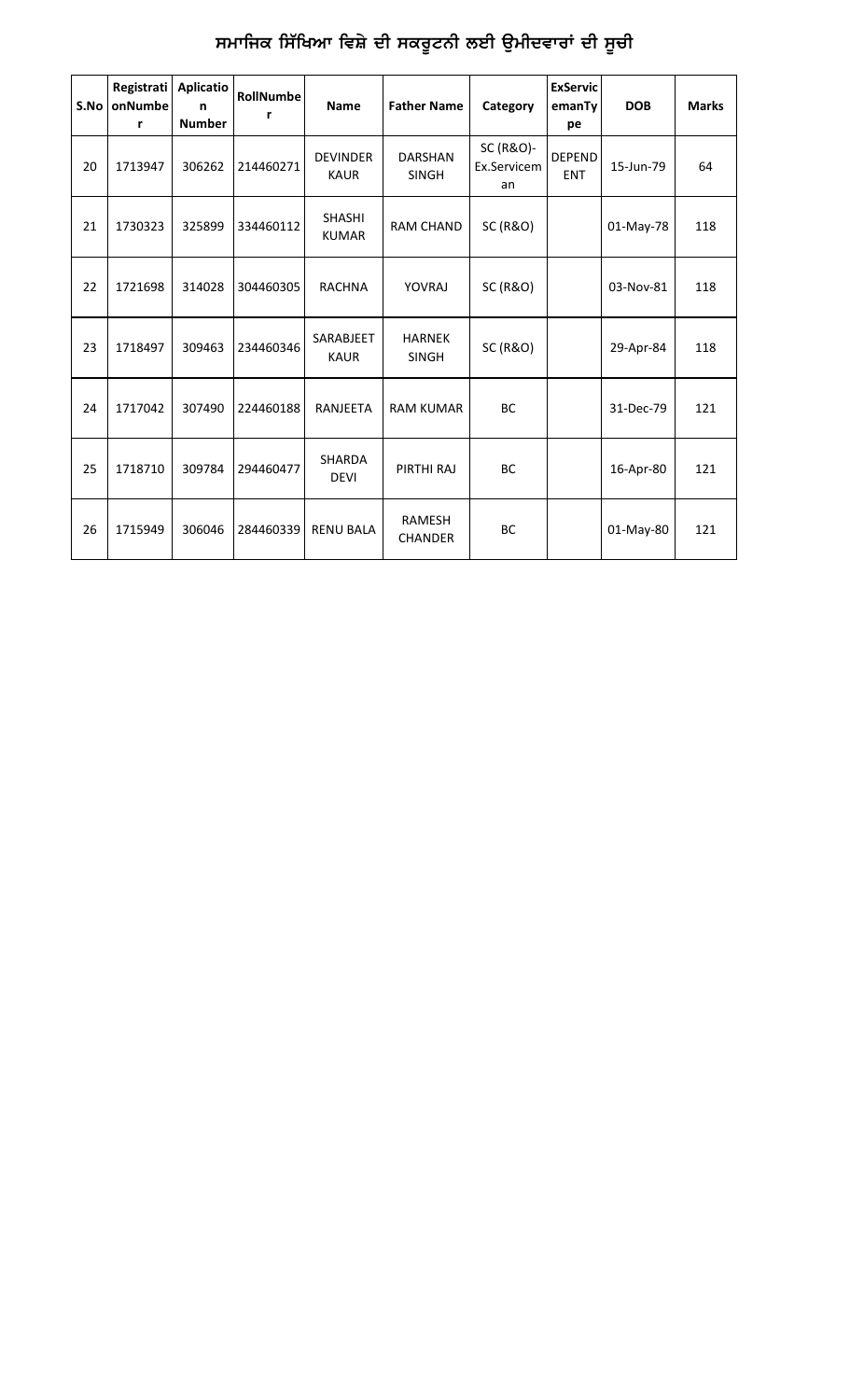# ਸਮਾਜਿਕ ਸਿੱਖਿਆ ਵਿਸ਼ੇ ਦੀ ਸਕਰੂਟਨੀ ਲਈ ਉਮੀਦਵਾਰਾਂ ਦੀ ਸੂਚੀ

| S.No | RegistrationNumber | Aplication Number | RollNumber | Name | Father Name | Category | ExServicemanType | DOB | Marks |
|---|---|---|---|---|---|---|---|---|---|
| 20 | 1713947 | 306262 | 214460271 | DEVINDER KAUR | DARSHAN SINGH | SC (R&O)-Ex.Serviceman | DEPENDENT | 15-Jun-79 | 64 |
| 21 | 1730323 | 325899 | 334460112 | SHASHI KUMAR | RAM CHAND | SC (R&O) | | 01-May-78 | 118 |
| 22 | 1721698 | 314028 | 304460305 | RACHNA | YOVRAJ | SC (R&O) | | 03-Nov-81 | 118 |
| 23 | 1718497 | 309463 | 234460346 | SARABJEET KAUR | HARNEK SINGH | SC (R&O) | | 29-Apr-84 | 118 |
| 24 | 1717042 | 307490 | 224460188 | RANJEETA | RAM KUMAR | BC | | 31-Dec-79 | 121 |
| 25 | 1718710 | 309784 | 294460477 | SHARDA DEVI | PIRTHI RAJ | BC | | 16-Apr-80 | 121 |
| 26 | 1715949 | 306046 | 284460339 | RENU BALA | RAMESH CHANDER | BC | | 01-May-80 | 121 |